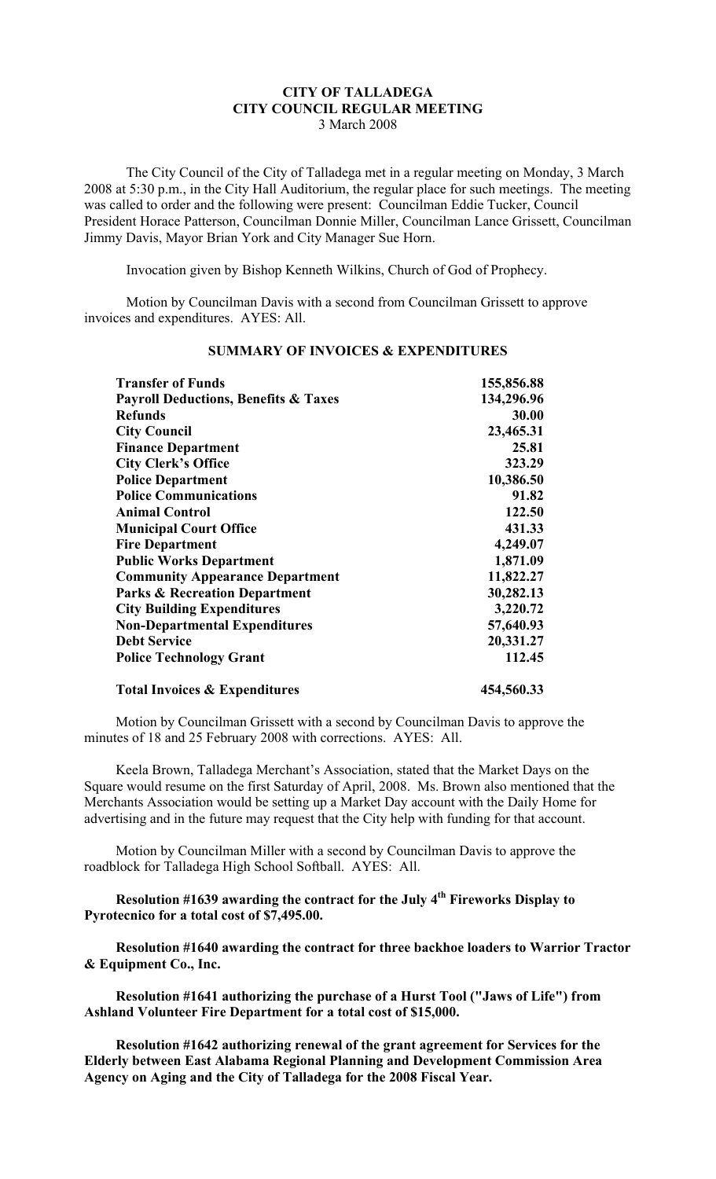# CITY OF TALLADEGA
## CITY COUNCIL REGULAR MEETING
3 March 2008

The City Council of the City of Talladega met in a regular meeting on Monday, 3 March 2008 at 5:30 p.m., in the City Hall Auditorium, the regular place for such meetings. The meeting was called to order and the following were present: Councilman Eddie Tucker, Council President Horace Patterson, Councilman Donnie Miller, Councilman Lance Grissett, Councilman Jimmy Davis, Mayor Brian York and City Manager Sue Horn.

Invocation given by Bishop Kenneth Wilkins, Church of God of Prophecy.

Motion by Councilman Davis with a second from Councilman Grissett to approve invoices and expenditures. AYES: All.

**SUMMARY OF INVOICES & EXPENDITURES**

| | |
|---|---|
| **Transfer of Funds** | **155,856.88** |
| **Payroll Deductions, Benefits & Taxes** | **134,296.96** |
| **Refunds** | **30.00** |
| **City Council** | **23,465.31** |
| **Finance Department** | **25.81** |
| **City Clerk's Office** | **323.29** |
| **Police Department** | **10,386.50** |
| **Police Communications** | **91.82** |
| **Animal Control** | **122.50** |
| **Municipal Court Office** | **431.33** |
| **Fire Department** | **4,249.07** |
| **Public Works Department** | **1,871.09** |
| **Community Appearance Department** | **11,822.27** |
| **Parks & Recreation Department** | **30,282.13** |
| **City Building Expenditures** | **3,220.72** |
| **Non-Departmental Expenditures** | **57,640.93** |
| **Debt Service** | **20,331.27** |
| **Police Technology Grant** | **112.45** |
| **Total Invoices & Expenditures** | **454,560.33** |

Motion by Councilman Grissett with a second by Councilman Davis to approve the minutes of 18 and 25 February 2008 with corrections. AYES: All.

Keela Brown, Talladega Merchant's Association, stated that the Market Days on the Square would resume on the first Saturday of April, 2008. Ms. Brown also mentioned that the Merchants Association would be setting up a Market Day account with the Daily Home for advertising and in the future may request that the City help with funding for that account.

Motion by Councilman Miller with a second by Councilman Davis to approve the roadblock for Talladega High School Softball. AYES: All.

**Resolution #1639 awarding the contract for the July 4th Fireworks Display to Pyrotecnico for a total cost of $7,495.00.**

**Resolution #1640 awarding the contract for three backhoe loaders to Warrior Tractor & Equipment Co., Inc.**

**Resolution #1641 authorizing the purchase of a Hurst Tool ("Jaws of Life") from Ashland Volunteer Fire Department for a total cost of $15,000.**

**Resolution #1642 authorizing renewal of the grant agreement for Services for the Elderly between East Alabama Regional Planning and Development Commission Area Agency on Aging and the City of Talladega for the 2008 Fiscal Year.**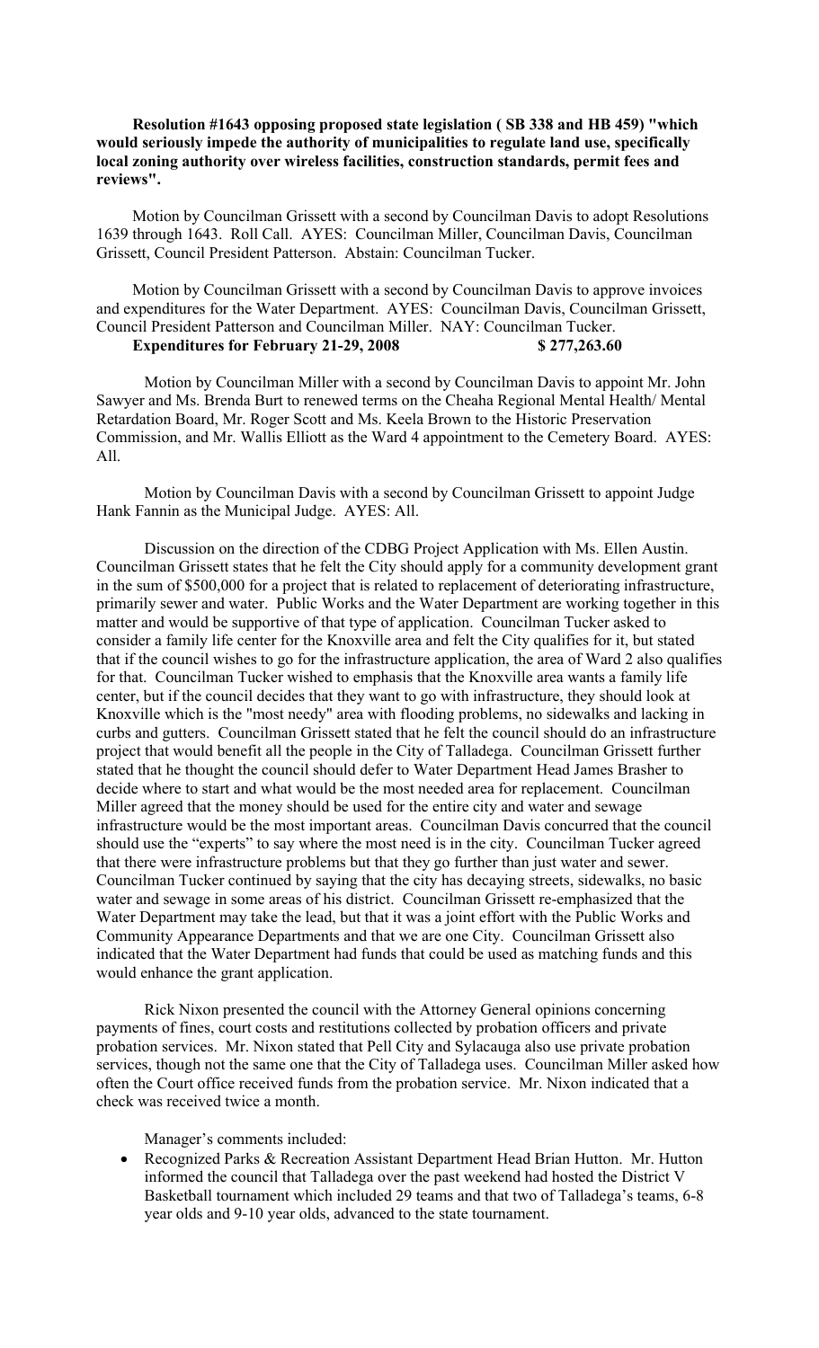**Resolution #1643 opposing proposed state legislation ( SB 338 and HB 459) "which would seriously impede the authority of municipalities to regulate land use, specifically local zoning authority over wireless facilities, construction standards, permit fees and reviews".**

Motion by Councilman Grissett with a second by Councilman Davis to adopt Resolutions 1639 through 1643. Roll Call. AYES: Councilman Miller, Councilman Davis, Councilman Grissett, Council President Patterson. Abstain: Councilman Tucker.

Motion by Councilman Grissett with a second by Councilman Davis to approve invoices and expenditures for the Water Department. AYES: Councilman Davis, Councilman Grissett, Council President Patterson and Councilman Miller. NAY: Councilman Tucker.

**Expenditures for February 21-29, 2008 $ 277,263.60**

Motion by Councilman Miller with a second by Councilman Davis to appoint Mr. John Sawyer and Ms. Brenda Burt to renewed terms on the Cheaha Regional Mental Health/ Mental Retardation Board, Mr. Roger Scott and Ms. Keela Brown to the Historic Preservation Commission, and Mr. Wallis Elliott as the Ward 4 appointment to the Cemetery Board. AYES: All.

Motion by Councilman Davis with a second by Councilman Grissett to appoint Judge Hank Fannin as the Municipal Judge. AYES: All.

Discussion on the direction of the CDBG Project Application with Ms. Ellen Austin. Councilman Grissett states that he felt the City should apply for a community development grant in the sum of $500,000 for a project that is related to replacement of deteriorating infrastructure, primarily sewer and water. Public Works and the Water Department are working together in this matter and would be supportive of that type of application. Councilman Tucker asked to consider a family life center for the Knoxville area and felt the City qualifies for it, but stated that if the council wishes to go for the infrastructure application, the area of Ward 2 also qualifies for that. Councilman Tucker wished to emphasis that the Knoxville area wants a family life center, but if the council decides that they want to go with infrastructure, they should look at Knoxville which is the "most needy" area with flooding problems, no sidewalks and lacking in curbs and gutters. Councilman Grissett stated that he felt the council should do an infrastructure project that would benefit all the people in the City of Talladega. Councilman Grissett further stated that he thought the council should defer to Water Department Head James Brasher to decide where to start and what would be the most needed area for replacement. Councilman Miller agreed that the money should be used for the entire city and water and sewage infrastructure would be the most important areas. Councilman Davis concurred that the council should use the "experts" to say where the most need is in the city. Councilman Tucker agreed that there were infrastructure problems but that they go further than just water and sewer. Councilman Tucker continued by saying that the city has decaying streets, sidewalks, no basic water and sewage in some areas of his district. Councilman Grissett re-emphasized that the Water Department may take the lead, but that it was a joint effort with the Public Works and Community Appearance Departments and that we are one City. Councilman Grissett also indicated that the Water Department had funds that could be used as matching funds and this would enhance the grant application.

Rick Nixon presented the council with the Attorney General opinions concerning payments of fines, court costs and restitutions collected by probation officers and private probation services. Mr. Nixon stated that Pell City and Sylacauga also use private probation services, though not the same one that the City of Talladega uses. Councilman Miller asked how often the Court office received funds from the probation service. Mr. Nixon indicated that a check was received twice a month.

Manager's comments included:

- Recognized Parks & Recreation Assistant Department Head Brian Hutton. Mr. Hutton informed the council that Talladega over the past weekend had hosted the District V Basketball tournament which included 29 teams and that two of Talladega's teams, 6-8 year olds and 9-10 year olds, advanced to the state tournament.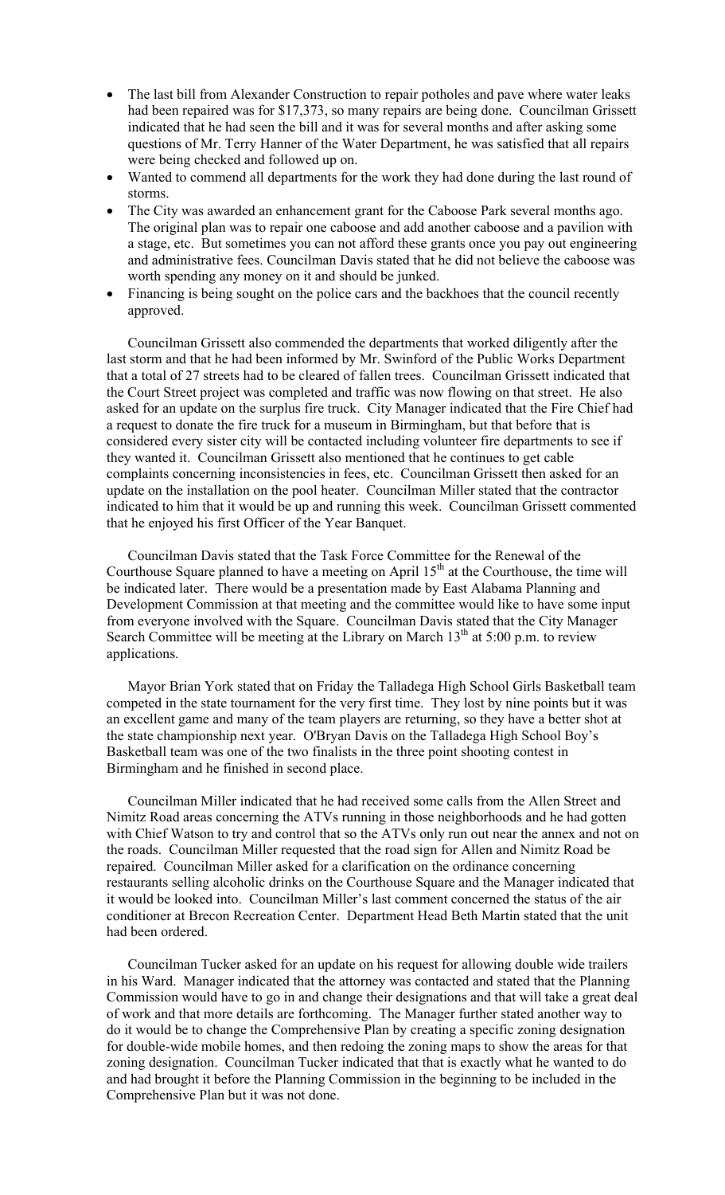- The last bill from Alexander Construction to repair potholes and pave where water leaks had been repaired was for $17,373, so many repairs are being done. Councilman Grissett indicated that he had seen the bill and it was for several months and after asking some questions of Mr. Terry Hanner of the Water Department, he was satisfied that all repairs were being checked and followed up on.
- Wanted to commend all departments for the work they had done during the last round of storms.
- The City was awarded an enhancement grant for the Caboose Park several months ago. The original plan was to repair one caboose and add another caboose and a pavilion with a stage, etc. But sometimes you can not afford these grants once you pay out engineering and administrative fees. Councilman Davis stated that he did not believe the caboose was worth spending any money on it and should be junked.
- Financing is being sought on the police cars and the backhoes that the council recently approved.

Councilman Grissett also commended the departments that worked diligently after the last storm and that he had been informed by Mr. Swinford of the Public Works Department that a total of 27 streets had to be cleared of fallen trees. Councilman Grissett indicated that the Court Street project was completed and traffic was now flowing on that street. He also asked for an update on the surplus fire truck. City Manager indicated that the Fire Chief had a request to donate the fire truck for a museum in Birmingham, but that before that is considered every sister city will be contacted including volunteer fire departments to see if they wanted it. Councilman Grissett also mentioned that he continues to get cable complaints concerning inconsistencies in fees, etc. Councilman Grissett then asked for an update on the installation on the pool heater. Councilman Miller stated that the contractor indicated to him that it would be up and running this week. Councilman Grissett commented that he enjoyed his first Officer of the Year Banquet.

Councilman Davis stated that the Task Force Committee for the Renewal of the Courthouse Square planned to have a meeting on April 15th at the Courthouse, the time will be indicated later. There would be a presentation made by East Alabama Planning and Development Commission at that meeting and the committee would like to have some input from everyone involved with the Square. Councilman Davis stated that the City Manager Search Committee will be meeting at the Library on March 13th at 5:00 p.m. to review applications.

Mayor Brian York stated that on Friday the Talladega High School Girls Basketball team competed in the state tournament for the very first time. They lost by nine points but it was an excellent game and many of the team players are returning, so they have a better shot at the state championship next year. O'Bryan Davis on the Talladega High School Boy's Basketball team was one of the two finalists in the three point shooting contest in Birmingham and he finished in second place.

Councilman Miller indicated that he had received some calls from the Allen Street and Nimitz Road areas concerning the ATVs running in those neighborhoods and he had gotten with Chief Watson to try and control that so the ATVs only run out near the annex and not on the roads. Councilman Miller requested that the road sign for Allen and Nimitz Road be repaired. Councilman Miller asked for a clarification on the ordinance concerning restaurants selling alcoholic drinks on the Courthouse Square and the Manager indicated that it would be looked into. Councilman Miller's last comment concerned the status of the air conditioner at Brecon Recreation Center. Department Head Beth Martin stated that the unit had been ordered.

Councilman Tucker asked for an update on his request for allowing double wide trailers in his Ward. Manager indicated that the attorney was contacted and stated that the Planning Commission would have to go in and change their designations and that will take a great deal of work and that more details are forthcoming. The Manager further stated another way to do it would be to change the Comprehensive Plan by creating a specific zoning designation for double-wide mobile homes, and then redoing the zoning maps to show the areas for that zoning designation. Councilman Tucker indicated that that is exactly what he wanted to do and had brought it before the Planning Commission in the beginning to be included in the Comprehensive Plan but it was not done.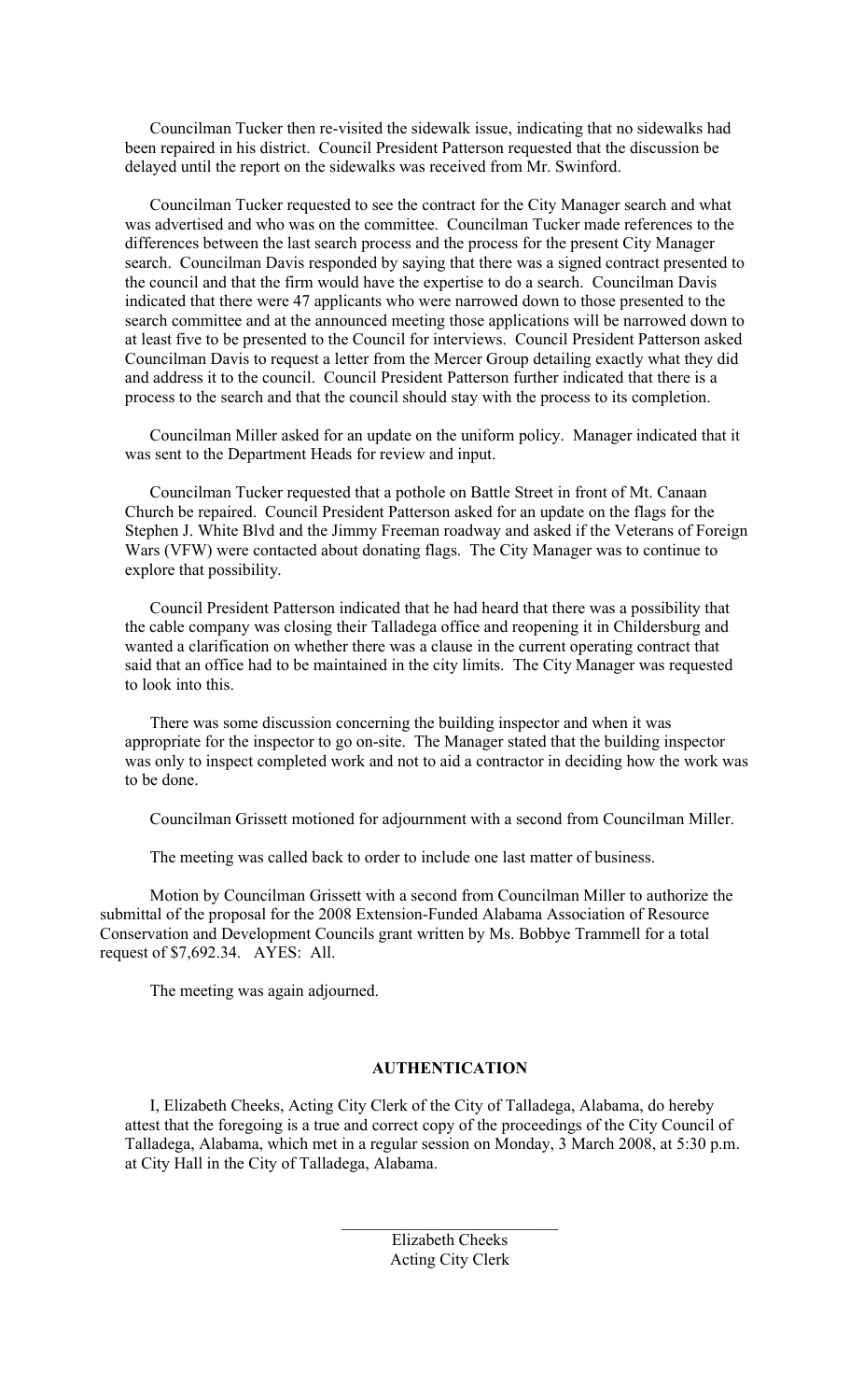Councilman Tucker then re-visited the sidewalk issue, indicating that no sidewalks had been repaired in his district. Council President Patterson requested that the discussion be delayed until the report on the sidewalks was received from Mr. Swinford.

Councilman Tucker requested to see the contract for the City Manager search and what was advertised and who was on the committee. Councilman Tucker made references to the differences between the last search process and the process for the present City Manager search. Councilman Davis responded by saying that there was a signed contract presented to the council and that the firm would have the expertise to do a search. Councilman Davis indicated that there were 47 applicants who were narrowed down to those presented to the search committee and at the announced meeting those applications will be narrowed down to at least five to be presented to the Council for interviews. Council President Patterson asked Councilman Davis to request a letter from the Mercer Group detailing exactly what they did and address it to the council. Council President Patterson further indicated that there is a process to the search and that the council should stay with the process to its completion.

Councilman Miller asked for an update on the uniform policy. Manager indicated that it was sent to the Department Heads for review and input.

Councilman Tucker requested that a pothole on Battle Street in front of Mt. Canaan Church be repaired. Council President Patterson asked for an update on the flags for the Stephen J. White Blvd and the Jimmy Freeman roadway and asked if the Veterans of Foreign Wars (VFW) were contacted about donating flags. The City Manager was to continue to explore that possibility.

Council President Patterson indicated that he had heard that there was a possibility that the cable company was closing their Talladega office and reopening it in Childersburg and wanted a clarification on whether there was a clause in the current operating contract that said that an office had to be maintained in the city limits. The City Manager was requested to look into this.

There was some discussion concerning the building inspector and when it was appropriate for the inspector to go on-site. The Manager stated that the building inspector was only to inspect completed work and not to aid a contractor in deciding how the work was to be done.

Councilman Grissett motioned for adjournment with a second from Councilman Miller.

The meeting was called back to order to include one last matter of business.

Motion by Councilman Grissett with a second from Councilman Miller to authorize the submittal of the proposal for the 2008 Extension-Funded Alabama Association of Resource Conservation and Development Councils grant written by Ms. Bobbye Trammell for a total request of $7,692.34. AYES: All.

The meeting was again adjourned.

## AUTHENTICATION

I, Elizabeth Cheeks, Acting City Clerk of the City of Talladega, Alabama, do hereby attest that the foregoing is a true and correct copy of the proceedings of the City Council of Talladega, Alabama, which met in a regular session on Monday, 3 March 2008, at 5:30 p.m. at City Hall in the City of Talladega, Alabama.

\_\_\_\_\_\_\_\_\_\_\_\_\_\_\_\_\_\_\_\_\_\_\_\_\_\_\_

Elizabeth Cheeks
Acting City Clerk